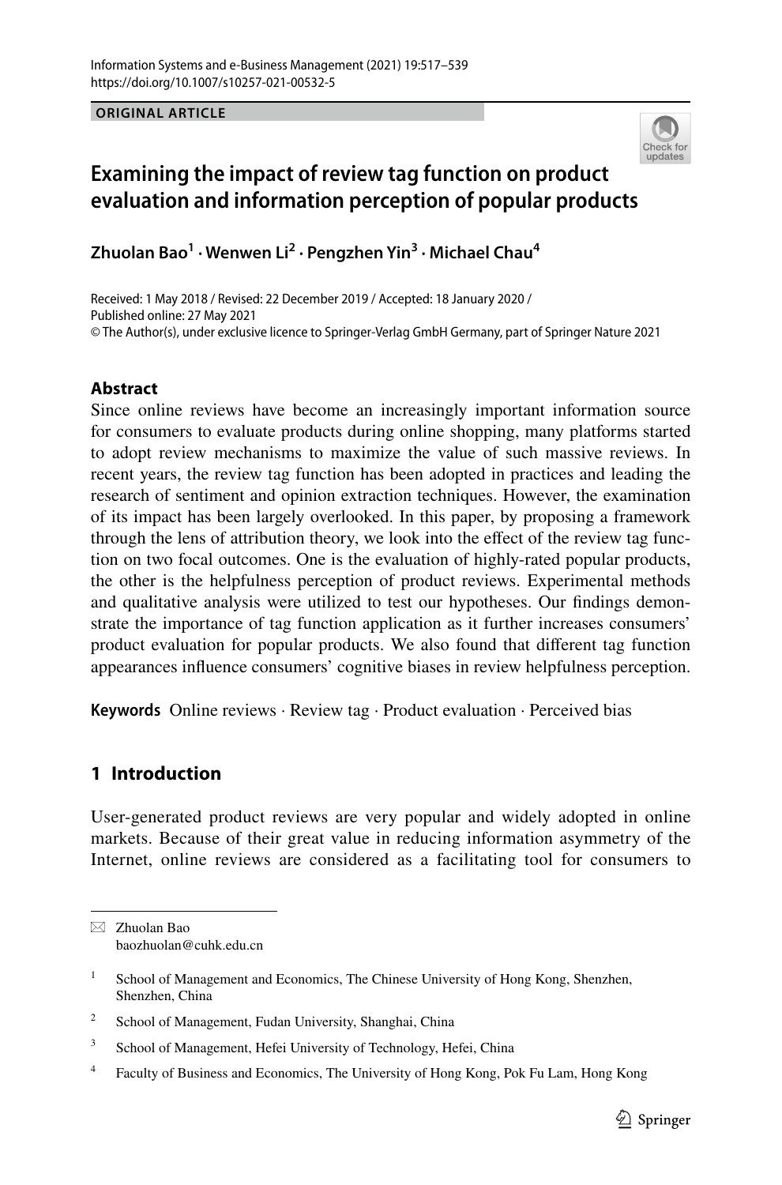**ORIGINAL ARTICLE**

# Examining the impact of review tag function on product evaluation and information perception of popular products

**Zhuolan Bao[1] · Wenwen Li[2] · Pengzhen Yin[3] · Michael Chau[4]**

Received: 1 May 2018 / Revised: 22 December 2019 / Accepted: 18 January 2020 / Published online: 27 May 2021
© The Author(s), under exclusive licence to Springer-Verlag GmbH Germany, part of Springer Nature 2021

## Abstract

Since online reviews have become an increasingly important information source for consumers to evaluate products during online shopping, many platforms started to adopt review mechanisms to maximize the value of such massive reviews. In recent years, the review tag function has been adopted in practices and leading the research of sentiment and opinion extraction techniques. However, the examination of its impact has been largely overlooked. In this paper, by proposing a framework through the lens of attribution theory, we look into the effect of the review tag function on two focal outcomes. One is the evaluation of highly-rated popular products, the other is the helpfulness perception of product reviews. Experimental methods and qualitative analysis were utilized to test our hypotheses. Our findings demonstrate the importance of tag function application as it further increases consumers' product evaluation for popular products. We also found that different tag function appearances influence consumers' cognitive biases in review helpfulness perception.

**Keywords** Online reviews · Review tag · Product evaluation · Perceived bias

## 1 Introduction

User-generated product reviews are very popular and widely adopted in online markets. Because of their great value in reducing information asymmetry of the Internet, online reviews are considered as a facilitating tool for consumers to

---

✉ Zhuolan Bao
baozhuolan@cuhk.edu.cn

[1] School of Management and Economics, The Chinese University of Hong Kong, Shenzhen, Shenzhen, China

[2] School of Management, Fudan University, Shanghai, China

[3] School of Management, Hefei University of Technology, Hefei, China

[4] Faculty of Business and Economics, The University of Hong Kong, Pok Fu Lam, Hong Kong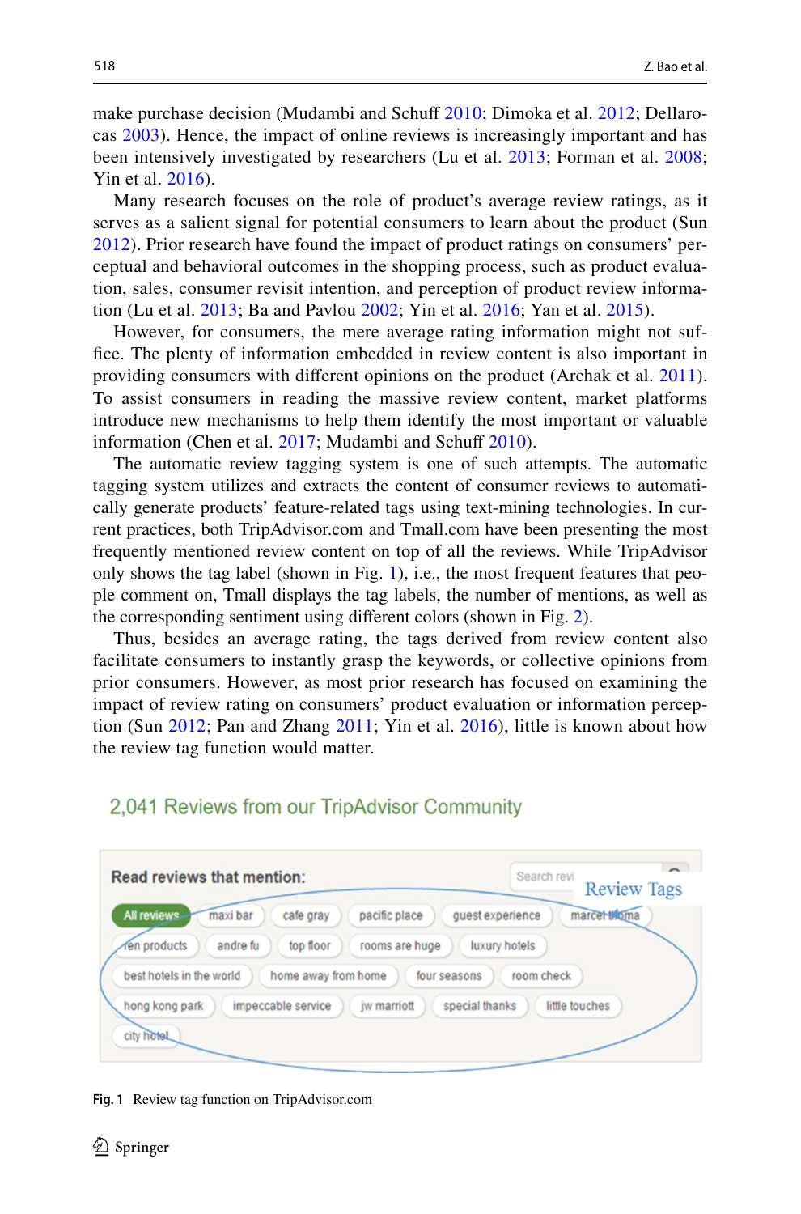make purchase decision (Mudambi and Schuff 2010; Dimoka et al. 2012; Dellarocas 2003). Hence, the impact of online reviews is increasingly important and has been intensively investigated by researchers (Lu et al. 2013; Forman et al. 2008; Yin et al. 2016).

Many research focuses on the role of product's average review ratings, as it serves as a salient signal for potential consumers to learn about the product (Sun 2012). Prior research have found the impact of product ratings on consumers' perceptual and behavioral outcomes in the shopping process, such as product evaluation, sales, consumer revisit intention, and perception of product review information (Lu et al. 2013; Ba and Pavlou 2002; Yin et al. 2016; Yan et al. 2015).

However, for consumers, the mere average rating information might not suffice. The plenty of information embedded in review content is also important in providing consumers with different opinions on the product (Archak et al. 2011). To assist consumers in reading the massive review content, market platforms introduce new mechanisms to help them identify the most important or valuable information (Chen et al. 2017; Mudambi and Schuff 2010).

The automatic review tagging system is one of such attempts. The automatic tagging system utilizes and extracts the content of consumer reviews to automatically generate products' feature-related tags using text-mining technologies. In current practices, both TripAdvisor.com and Tmall.com have been presenting the most frequently mentioned review content on top of all the reviews. While TripAdvisor only shows the tag label (shown in Fig. 1), i.e., the most frequent features that people comment on, Tmall displays the tag labels, the number of mentions, as well as the corresponding sentiment using different colors (shown in Fig. 2).

Thus, besides an average rating, the tags derived from review content also facilitate consumers to instantly grasp the keywords, or collective opinions from prior consumers. However, as most prior research has focused on examining the impact of review rating on consumers' product evaluation or information perception (Sun 2012; Pan and Zhang 2011; Yin et al. 2016), little is known about how the review tag function would matter.

**Fig. 1** Review tag function on TripAdvisor.com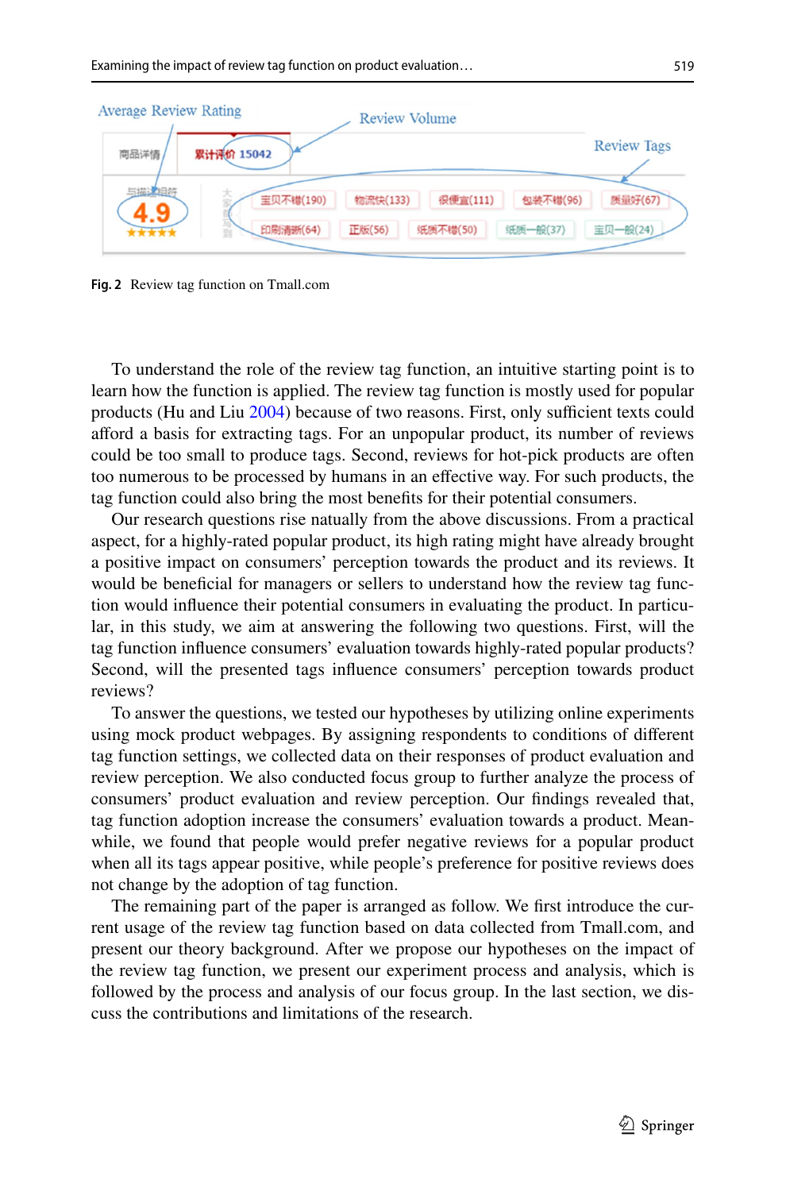Average Review Rating

Review Volume

Review Tags

商品详情 累计评价 15042

与描述相符 4.9

宝贝不错(190) 物流快(133) 很便宜(111) 包装不错(96) 质量好(67)

印刷清晰(64) 正版(56) 纸质不错(50) 纸质一般(37) 宝贝一般(24)

**Fig. 2** Review tag function on Tmall.com

To understand the role of the review tag function, an intuitive starting point is to learn how the function is applied. The review tag function is mostly used for popular products (Hu and Liu 2004) because of two reasons. First, only sufficient texts could afford a basis for extracting tags. For an unpopular product, its number of reviews could be too small to produce tags. Second, reviews for hot-pick products are often too numerous to be processed by humans in an effective way. For such products, the tag function could also bring the most benefits for their potential consumers.

Our research questions rise natually from the above discussions. From a practical aspect, for a highly-rated popular product, its high rating might have already brought a positive impact on consumers' perception towards the product and its reviews. It would be beneficial for managers or sellers to understand how the review tag function would influence their potential consumers in evaluating the product. In particular, in this study, we aim at answering the following two questions. First, will the tag function influence consumers' evaluation towards highly-rated popular products? Second, will the presented tags influence consumers' perception towards product reviews?

To answer the questions, we tested our hypotheses by utilizing online experiments using mock product webpages. By assigning respondents to conditions of different tag function settings, we collected data on their responses of product evaluation and review perception. We also conducted focus group to further analyze the process of consumers' product evaluation and review perception. Our findings revealed that, tag function adoption increase the consumers' evaluation towards a product. Meanwhile, we found that people would prefer negative reviews for a popular product when all its tags appear positive, while people's preference for positive reviews does not change by the adoption of tag function.

The remaining part of the paper is arranged as follow. We first introduce the current usage of the review tag function based on data collected from Tmall.com, and present our theory background. After we propose our hypotheses on the impact of the review tag function, we present our experiment process and analysis, which is followed by the process and analysis of our focus group. In the last section, we discuss the contributions and limitations of the research.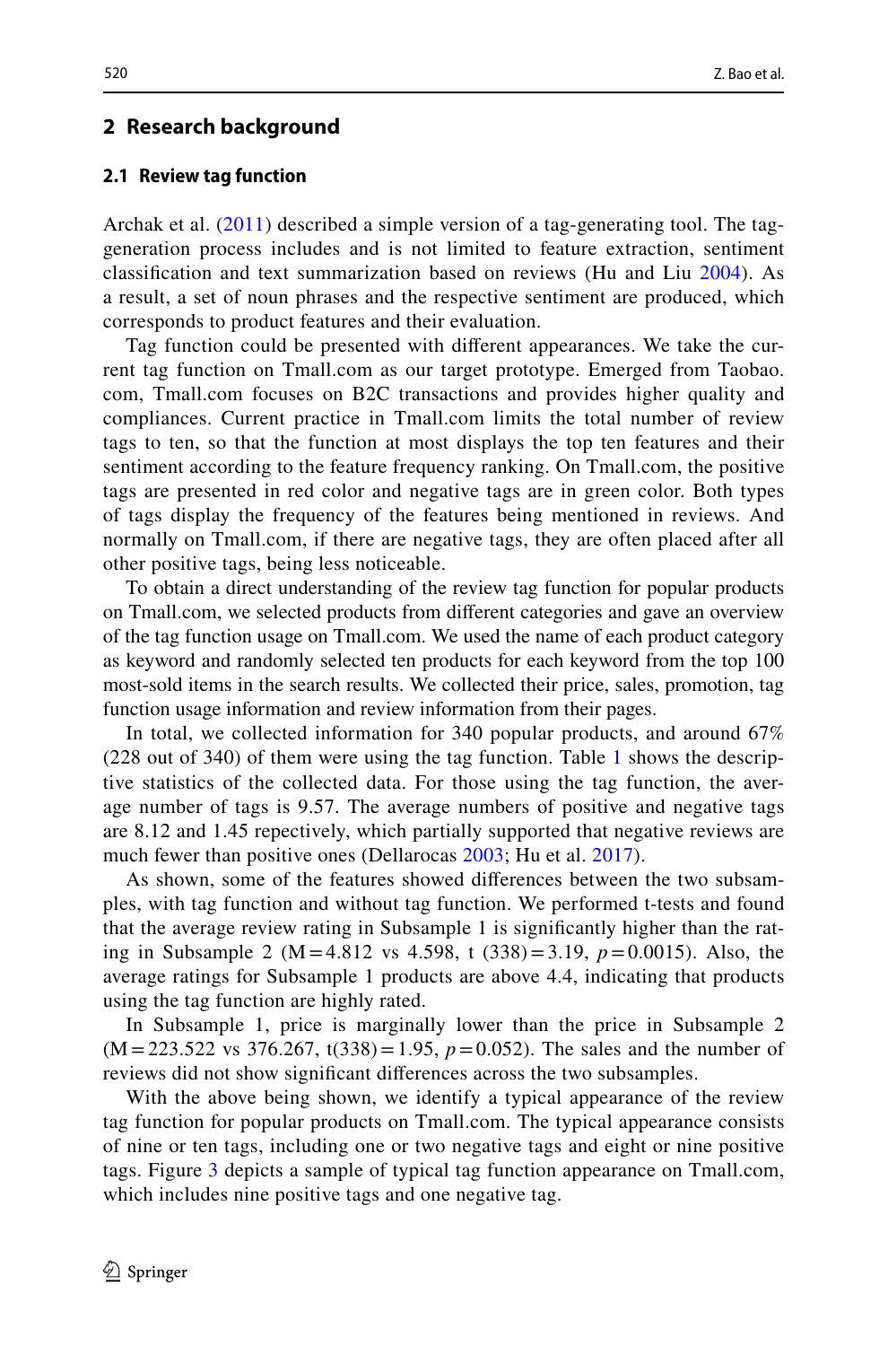## 2 Research background

### 2.1 Review tag function

Archak et al. (2011) described a simple version of a tag-generating tool. The tag-generation process includes and is not limited to feature extraction, sentiment classification and text summarization based on reviews (Hu and Liu 2004). As a result, a set of noun phrases and the respective sentiment are produced, which corresponds to product features and their evaluation.

Tag function could be presented with different appearances. We take the current tag function on Tmall.com as our target prototype. Emerged from Taobao.com, Tmall.com focuses on B2C transactions and provides higher quality and compliances. Current practice in Tmall.com limits the total number of review tags to ten, so that the function at most displays the top ten features and their sentiment according to the feature frequency ranking. On Tmall.com, the positive tags are presented in red color and negative tags are in green color. Both types of tags display the frequency of the features being mentioned in reviews. And normally on Tmall.com, if there are negative tags, they are often placed after all other positive tags, being less noticeable.

To obtain a direct understanding of the review tag function for popular products on Tmall.com, we selected products from different categories and gave an overview of the tag function usage on Tmall.com. We used the name of each product category as keyword and randomly selected ten products for each keyword from the top 100 most-sold items in the search results. We collected their price, sales, promotion, tag function usage information and review information from their pages.

In total, we collected information for 340 popular products, and around 67% (228 out of 340) of them were using the tag function. Table 1 shows the descriptive statistics of the collected data. For those using the tag function, the average number of tags is 9.57. The average numbers of positive and negative tags are 8.12 and 1.45 repectively, which partially supported that negative reviews are much fewer than positive ones (Dellarocas 2003; Hu et al. 2017).

As shown, some of the features showed differences between the two subsamples, with tag function and without tag function. We performed t-tests and found that the average review rating in Subsample 1 is significantly higher than the rating in Subsample 2 (M = 4.812 vs 4.598, $t(338) = 3.19$, $p = 0.0015$). Also, the average ratings for Subsample 1 products are above 4.4, indicating that products using the tag function are highly rated.

In Subsample 1, price is marginally lower than the price in Subsample 2 (M = 223.522 vs 376.267, $t(338) = 1.95$, $p = 0.052$). The sales and the number of reviews did not show significant differences across the two subsamples.

With the above being shown, we identify a typical appearance of the review tag function for popular products on Tmall.com. The typical appearance consists of nine or ten tags, including one or two negative tags and eight or nine positive tags. Figure 3 depicts a sample of typical tag function appearance on Tmall.com, which includes nine positive tags and one negative tag.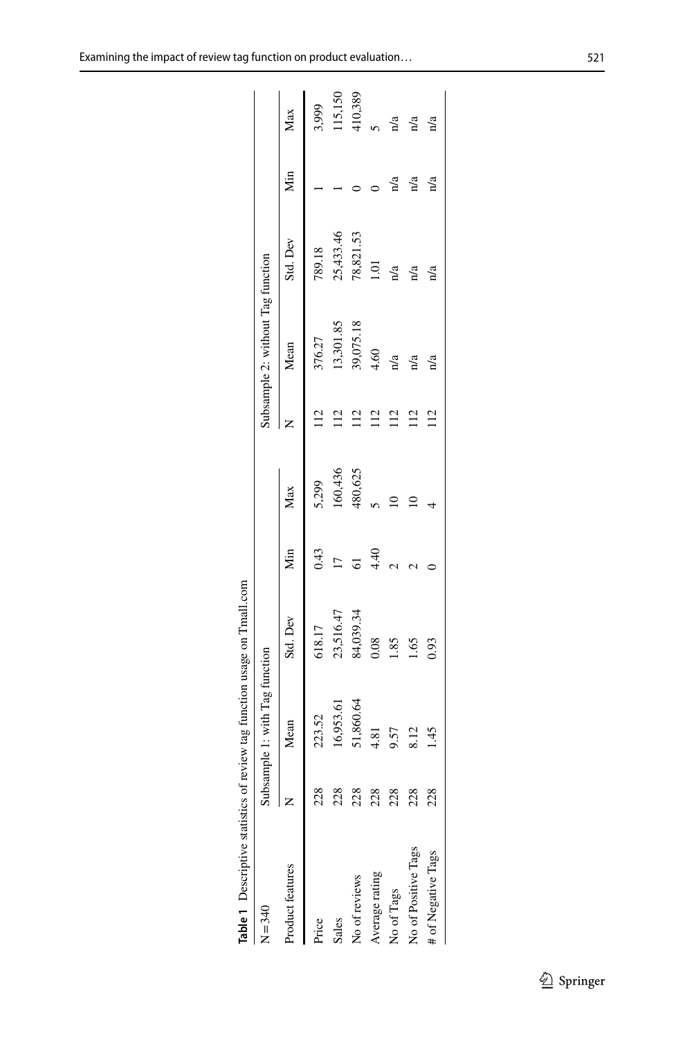**Table 1** Descriptive statistics of review tag function usage on Tmall.com

| N = 340 | Subsample 1: with Tag function | | | | | Subsample 2: without Tag function | | | | |
|---|---|---|---|---|---|---|---|---|---|---|
| Product features | N | Mean | Std. Dev | Min | Max | N | Mean | Std. Dev | Min | Max |
| Price | 228 | 223.52 | 618.17 | 0.43 | 5,299 | 112 | 376.27 | 789.18 | 1 | 3,999 |
| Sales | 228 | 16,953.61 | 23,516.47 | 17 | 160,436 | 112 | 13,301.85 | 25,433.46 | 1 | 115,150 |
| No of reviews | 228 | 51,860.64 | 84,039.34 | 61 | 480,625 | 112 | 39,075.18 | 78,821.53 | 0 | 410,389 |
| Average rating | 228 | 4.81 | 0.08 | 4.40 | 5 | 112 | 4.60 | 1.01 | 0 | 5 |
| No of Tags | 228 | 9.57 | 1.85 | 2 | 10 | 112 | n/a | n/a | n/a | n/a |
| No of Positive Tags | 228 | 8.12 | 1.65 | 2 | 10 | 112 | n/a | n/a | n/a | n/a |
| # of Negative Tags | 228 | 1.45 | 0.93 | 0 | 4 | 112 | n/a | n/a | n/a | n/a |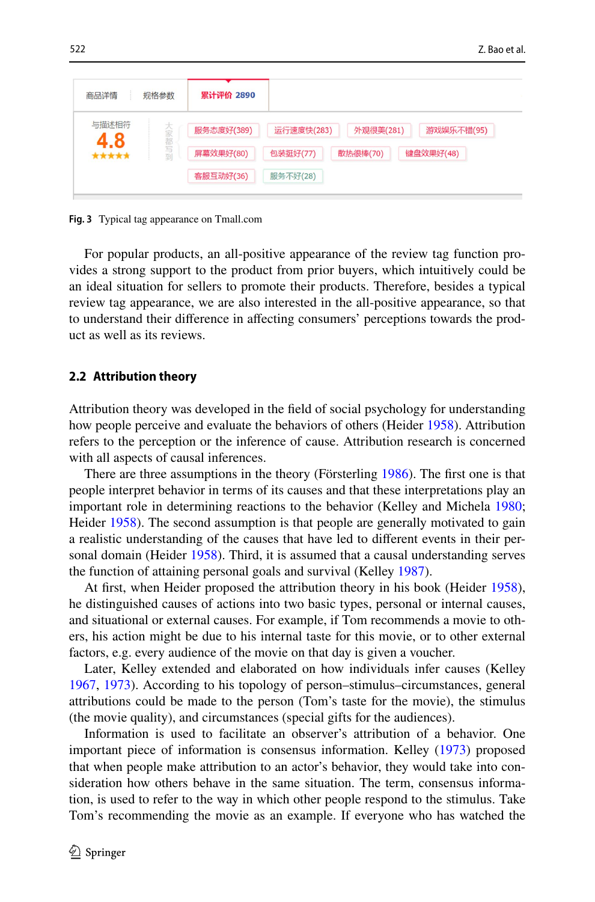**Fig. 3** Typical tag appearance on Tmall.com

For popular products, an all-positive appearance of the review tag function provides a strong support to the product from prior buyers, which intuitively could be an ideal situation for sellers to promote their products. Therefore, besides a typical review tag appearance, we are also interested in the all-positive appearance, so that to understand their difference in affecting consumers' perceptions towards the product as well as its reviews.

### 2.2 Attribution theory

Attribution theory was developed in the field of social psychology for understanding how people perceive and evaluate the behaviors of others (Heider 1958). Attribution refers to the perception or the inference of cause. Attribution research is concerned with all aspects of causal inferences.

There are three assumptions in the theory (Försterling 1986). The first one is that people interpret behavior in terms of its causes and that these interpretations play an important role in determining reactions to the behavior (Kelley and Michela 1980; Heider 1958). The second assumption is that people are generally motivated to gain a realistic understanding of the causes that have led to different events in their personal domain (Heider 1958). Third, it is assumed that a causal understanding serves the function of attaining personal goals and survival (Kelley 1987).

At first, when Heider proposed the attribution theory in his book (Heider 1958), he distinguished causes of actions into two basic types, personal or internal causes, and situational or external causes. For example, if Tom recommends a movie to others, his action might be due to his internal taste for this movie, or to other external factors, e.g. every audience of the movie on that day is given a voucher.

Later, Kelley extended and elaborated on how individuals infer causes (Kelley 1967, 1973). According to his topology of person–stimulus–circumstances, general attributions could be made to the person (Tom's taste for the movie), the stimulus (the movie quality), and circumstances (special gifts for the audiences).

Information is used to facilitate an observer's attribution of a behavior. One important piece of information is consensus information. Kelley (1973) proposed that when people make attribution to an actor's behavior, they would take into consideration how others behave in the same situation. The term, consensus information, is used to refer to the way in which other people respond to the stimulus. Take Tom's recommending the movie as an example. If everyone who has watched the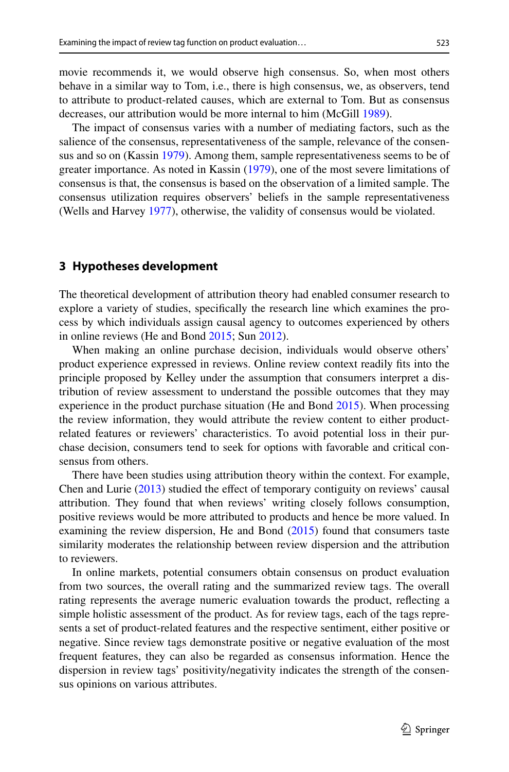movie recommends it, we would observe high consensus. So, when most others behave in a similar way to Tom, i.e., there is high consensus, we, as observers, tend to attribute to product-related causes, which are external to Tom. But as consensus decreases, our attribution would be more internal to him (McGill 1989).

The impact of consensus varies with a number of mediating factors, such as the salience of the consensus, representativeness of the sample, relevance of the consensus and so on (Kassin 1979). Among them, sample representativeness seems to be of greater importance. As noted in Kassin (1979), one of the most severe limitations of consensus is that, the consensus is based on the observation of a limited sample. The consensus utilization requires observers' beliefs in the sample representativeness (Wells and Harvey 1977), otherwise, the validity of consensus would be violated.

## 3 Hypotheses development

The theoretical development of attribution theory had enabled consumer research to explore a variety of studies, specifically the research line which examines the process by which individuals assign causal agency to outcomes experienced by others in online reviews (He and Bond 2015; Sun 2012).

When making an online purchase decision, individuals would observe others' product experience expressed in reviews. Online review context readily fits into the principle proposed by Kelley under the assumption that consumers interpret a distribution of review assessment to understand the possible outcomes that they may experience in the product purchase situation (He and Bond 2015). When processing the review information, they would attribute the review content to either product-related features or reviewers' characteristics. To avoid potential loss in their purchase decision, consumers tend to seek for options with favorable and critical consensus from others.

There have been studies using attribution theory within the context. For example, Chen and Lurie (2013) studied the effect of temporary contiguity on reviews' causal attribution. They found that when reviews' writing closely follows consumption, positive reviews would be more attributed to products and hence be more valued. In examining the review dispersion, He and Bond (2015) found that consumers taste similarity moderates the relationship between review dispersion and the attribution to reviewers.

In online markets, potential consumers obtain consensus on product evaluation from two sources, the overall rating and the summarized review tags. The overall rating represents the average numeric evaluation towards the product, reflecting a simple holistic assessment of the product. As for review tags, each of the tags represents a set of product-related features and the respective sentiment, either positive or negative. Since review tags demonstrate positive or negative evaluation of the most frequent features, they can also be regarded as consensus information. Hence the dispersion in review tags' positivity/negativity indicates the strength of the consensus opinions on various attributes.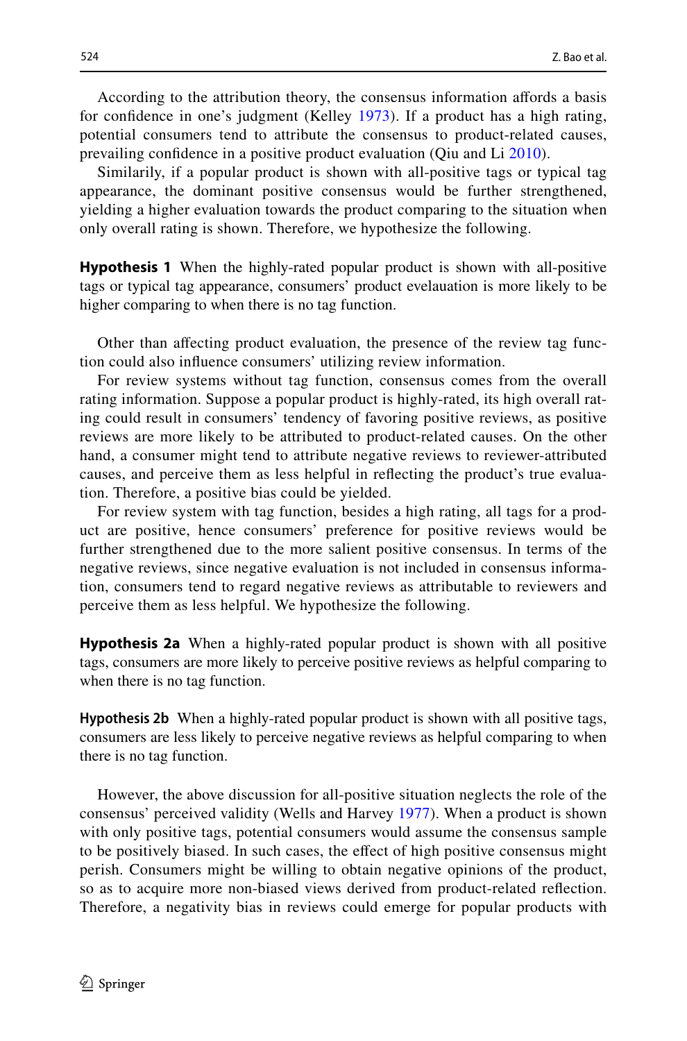According to the attribution theory, the consensus information affords a basis for confidence in one's judgment (Kelley 1973). If a product has a high rating, potential consumers tend to attribute the consensus to product-related causes, prevailing confidence in a positive product evaluation (Qiu and Li 2010).

Similarly, if a popular product is shown with all-positive tags or typical tag appearance, the dominant positive consensus would be further strengthened, yielding a higher evaluation towards the product comparing to the situation when only overall rating is shown. Therefore, we hypothesize the following.

**Hypothesis 1** When the highly-rated popular product is shown with all-positive tags or typical tag appearance, consumers' product evelauation is more likely to be higher comparing to when there is no tag function.

Other than affecting product evaluation, the presence of the review tag function could also influence consumers' utilizing review information.

For review systems without tag function, consensus comes from the overall rating information. Suppose a popular product is highly-rated, its high overall rating could result in consumers' tendency of favoring positive reviews, as positive reviews are more likely to be attributed to product-related causes. On the other hand, a consumer might tend to attribute negative reviews to reviewer-attributed causes, and perceive them as less helpful in reflecting the product's true evaluation. Therefore, a positive bias could be yielded.

For review system with tag function, besides a high rating, all tags for a product are positive, hence consumers' preference for positive reviews would be further strengthened due to the more salient positive consensus. In terms of the negative reviews, since negative evaluation is not included in consensus information, consumers tend to regard negative reviews as attributable to reviewers and perceive them as less helpful. We hypothesize the following.

**Hypothesis 2a** When a highly-rated popular product is shown with all positive tags, consumers are more likely to perceive positive reviews as helpful comparing to when there is no tag function.

**Hypothesis 2b** When a highly-rated popular product is shown with all positive tags, consumers are less likely to perceive negative reviews as helpful comparing to when there is no tag function.

However, the above discussion for all-positive situation neglects the role of the consensus' perceived validity (Wells and Harvey 1977). When a product is shown with only positive tags, potential consumers would assume the consensus sample to be positively biased. In such cases, the effect of high positive consensus might perish. Consumers might be willing to obtain negative opinions of the product, so as to acquire more non-biased views derived from product-related reflection. Therefore, a negativity bias in reviews could emerge for popular products with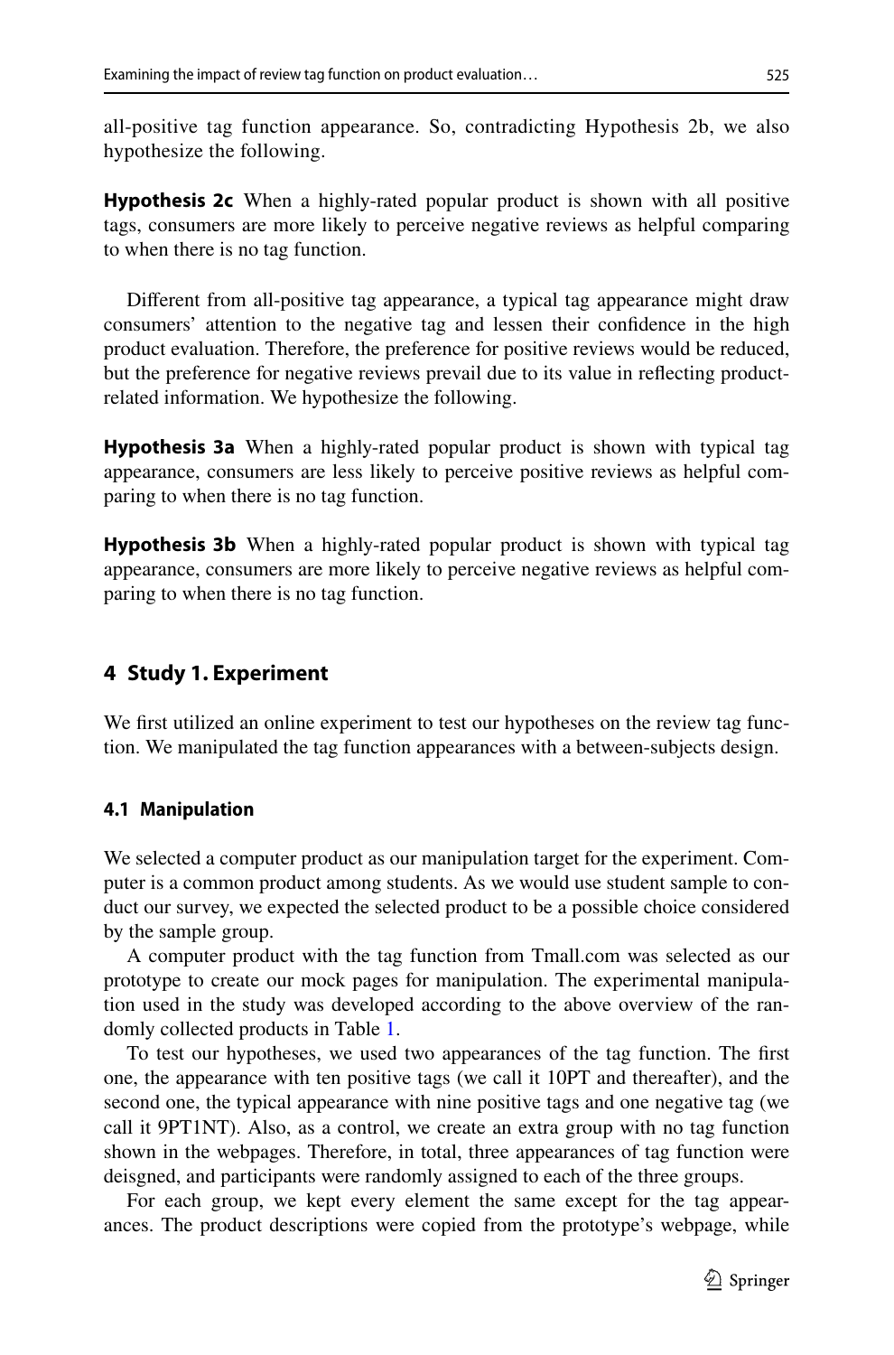all-positive tag function appearance. So, contradicting Hypothesis 2b, we also hypothesize the following.

**Hypothesis 2c** When a highly-rated popular product is shown with all positive tags, consumers are more likely to perceive negative reviews as helpful comparing to when there is no tag function.

Different from all-positive tag appearance, a typical tag appearance might draw consumers' attention to the negative tag and lessen their confidence in the high product evaluation. Therefore, the preference for positive reviews would be reduced, but the preference for negative reviews prevail due to its value in reflecting product-related information. We hypothesize the following.

**Hypothesis 3a** When a highly-rated popular product is shown with typical tag appearance, consumers are less likely to perceive positive reviews as helpful comparing to when there is no tag function.

**Hypothesis 3b** When a highly-rated popular product is shown with typical tag appearance, consumers are more likely to perceive negative reviews as helpful comparing to when there is no tag function.

## 4 Study 1. Experiment

We first utilized an online experiment to test our hypotheses on the review tag function. We manipulated the tag function appearances with a between-subjects design.

### 4.1 Manipulation

We selected a computer product as our manipulation target for the experiment. Computer is a common product among students. As we would use student sample to conduct our survey, we expected the selected product to be a possible choice considered by the sample group.

A computer product with the tag function from Tmall.com was selected as our prototype to create our mock pages for manipulation. The experimental manipulation used in the study was developed according to the above overview of the randomly collected products in Table 1.

To test our hypotheses, we used two appearances of the tag function. The first one, the appearance with ten positive tags (we call it 10PT and thereafter), and the second one, the typical appearance with nine positive tags and one negative tag (we call it 9PT1NT). Also, as a control, we create an extra group with no tag function shown in the webpages. Therefore, in total, three appearances of tag function were deisgned, and participants were randomly assigned to each of the three groups.

For each group, we kept every element the same except for the tag appearances. The product descriptions were copied from the prototype's webpage, while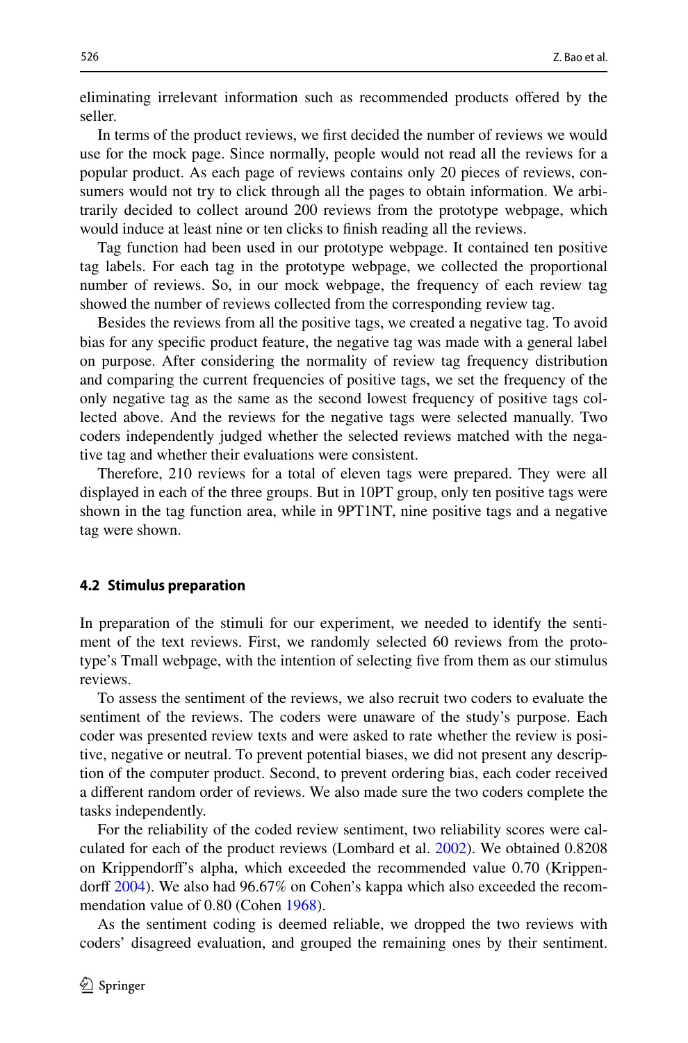eliminating irrelevant information such as recommended products offered by the seller.

In terms of the product reviews, we first decided the number of reviews we would use for the mock page. Since normally, people would not read all the reviews for a popular product. As each page of reviews contains only 20 pieces of reviews, consumers would not try to click through all the pages to obtain information. We arbitrarily decided to collect around 200 reviews from the prototype webpage, which would induce at least nine or ten clicks to finish reading all the reviews.

Tag function had been used in our prototype webpage. It contained ten positive tag labels. For each tag in the prototype webpage, we collected the proportional number of reviews. So, in our mock webpage, the frequency of each review tag showed the number of reviews collected from the corresponding review tag.

Besides the reviews from all the positive tags, we created a negative tag. To avoid bias for any specific product feature, the negative tag was made with a general label on purpose. After considering the normality of review tag frequency distribution and comparing the current frequencies of positive tags, we set the frequency of the only negative tag as the same as the second lowest frequency of positive tags collected above. And the reviews for the negative tags were selected manually. Two coders independently judged whether the selected reviews matched with the negative tag and whether their evaluations were consistent.

Therefore, 210 reviews for a total of eleven tags were prepared. They were all displayed in each of the three groups. But in 10PT group, only ten positive tags were shown in the tag function area, while in 9PT1NT, nine positive tags and a negative tag were shown.

### 4.2 Stimulus preparation

In preparation of the stimuli for our experiment, we needed to identify the sentiment of the text reviews. First, we randomly selected 60 reviews from the prototype's Tmall webpage, with the intention of selecting five from them as our stimulus reviews.

To assess the sentiment of the reviews, we also recruit two coders to evaluate the sentiment of the reviews. The coders were unaware of the study's purpose. Each coder was presented review texts and were asked to rate whether the review is positive, negative or neutral. To prevent potential biases, we did not present any description of the computer product. Second, to prevent ordering bias, each coder received a different random order of reviews. We also made sure the two coders complete the tasks independently.

For the reliability of the coded review sentiment, two reliability scores were calculated for each of the product reviews (Lombard et al. 2002). We obtained 0.8208 on Krippendorff's alpha, which exceeded the recommended value 0.70 (Krippendorff 2004). We also had 96.67% on Cohen's kappa which also exceeded the recommendation value of 0.80 (Cohen 1968).

As the sentiment coding is deemed reliable, we dropped the two reviews with coders' disagreed evaluation, and grouped the remaining ones by their sentiment.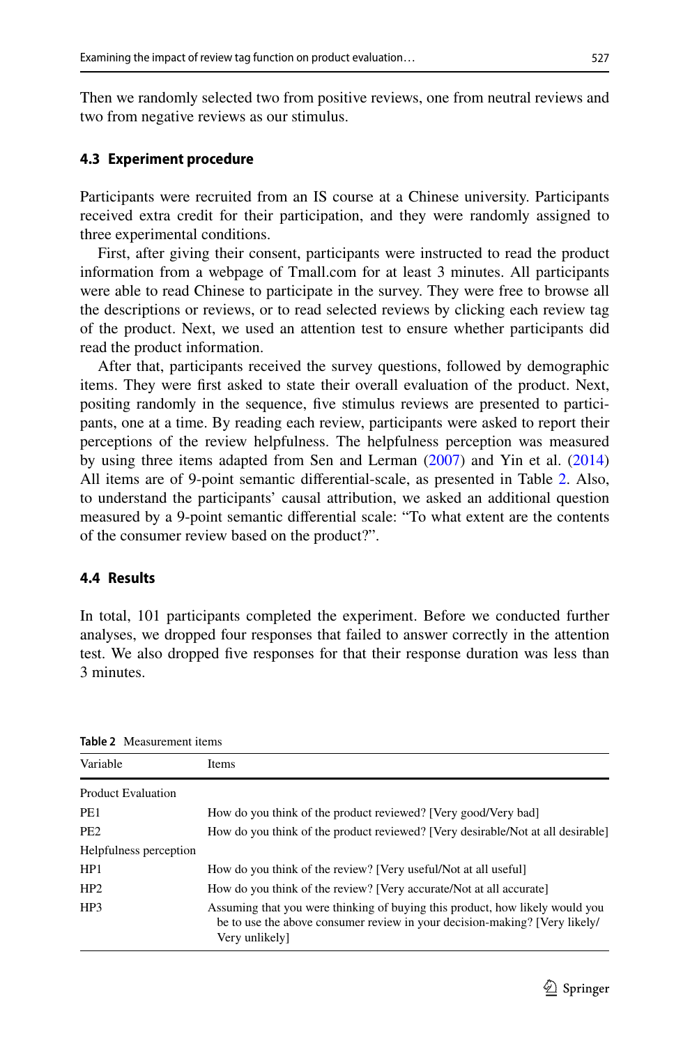Then we randomly selected two from positive reviews, one from neutral reviews and two from negative reviews as our stimulus.

### 4.3 Experiment procedure

Participants were recruited from an IS course at a Chinese university. Participants received extra credit for their participation, and they were randomly assigned to three experimental conditions.

First, after giving their consent, participants were instructed to read the product information from a webpage of Tmall.com for at least 3 minutes. All participants were able to read Chinese to participate in the survey. They were free to browse all the descriptions or reviews, or to read selected reviews by clicking each review tag of the product. Next, we used an attention test to ensure whether participants did read the product information.

After that, participants received the survey questions, followed by demographic items. They were first asked to state their overall evaluation of the product. Next, positing randomly in the sequence, five stimulus reviews are presented to participants, one at a time. By reading each review, participants were asked to report their perceptions of the review helpfulness. The helpfulness perception was measured by using three items adapted from Sen and Lerman (2007) and Yin et al. (2014) All items are of 9-point semantic differential-scale, as presented in Table 2. Also, to understand the participants' causal attribution, we asked an additional question measured by a 9-point semantic differential scale: "To what extent are the contents of the consumer review based on the product?".

### 4.4 Results

In total, 101 participants completed the experiment. Before we conducted further analyses, we dropped four responses that failed to answer correctly in the attention test. We also dropped five responses for that their response duration was less than 3 minutes.

**Table 2** Measurement items

| Variable | Items |
|---|---|
| Product Evaluation | |
| PE1 | How do you think of the product reviewed? [Very good/Very bad] |
| PE2 | How do you think of the product reviewed? [Very desirable/Not at all desirable] |
| Helpfulness perception | |
| HP1 | How do you think of the review? [Very useful/Not at all useful] |
| HP2 | How do you think of the review? [Very accurate/Not at all accurate] |
| HP3 | Assuming that you were thinking of buying this product, how likely would you be to use the above consumer review in your decision-making? [Very likely/Very unlikely] |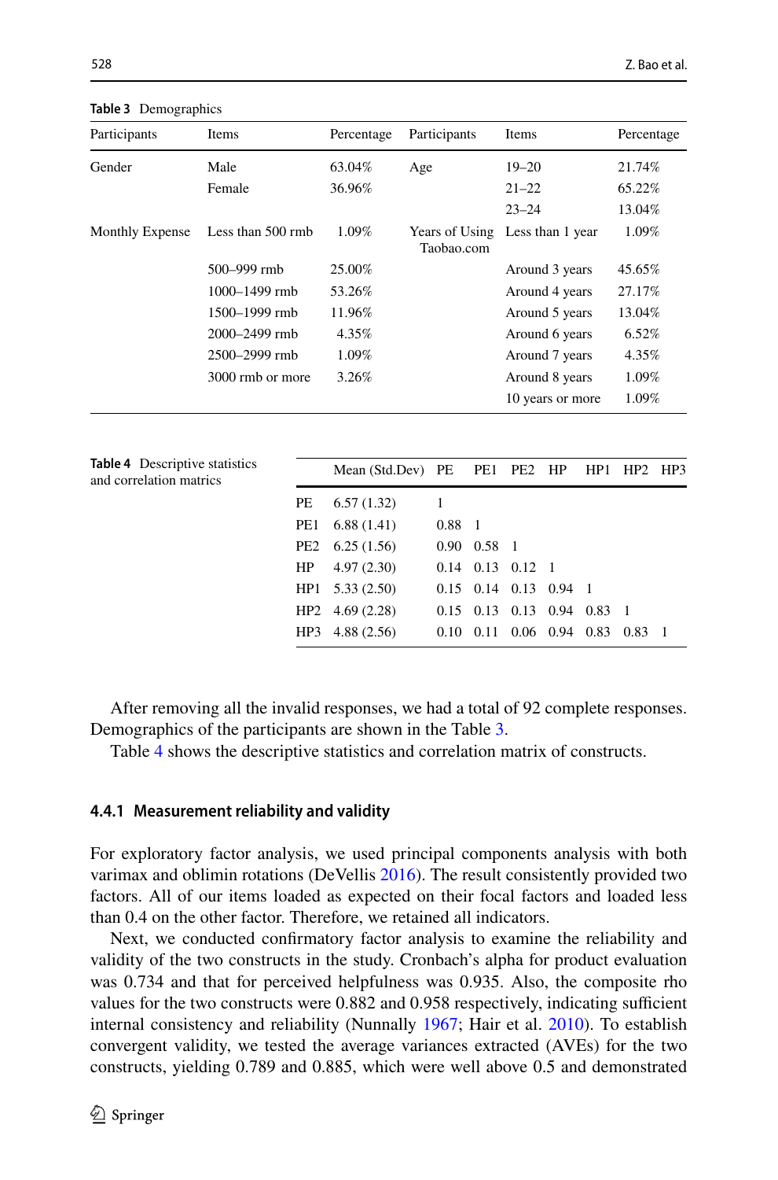**Table 3** Demographics

| Participants | Items | Percentage | Participants | Items | Percentage |
|---|---|---|---|---|---|
| Gender | Male | 63.04% | Age | 19–20 | 21.74% |
| | Female | 36.96% | | 21–22 | 65.22% |
| | | | | 23–24 | 13.04% |
| Monthly Expense | Less than 500 rmb | 1.09% | Years of Using Taobao.com | Less than 1 year | 1.09% |
| | 500–999 rmb | 25.00% | | Around 3 years | 45.65% |
| | 1000–1499 rmb | 53.26% | | Around 4 years | 27.17% |
| | 1500–1999 rmb | 11.96% | | Around 5 years | 13.04% |
| | 2000–2499 rmb | 4.35% | | Around 6 years | 6.52% |
| | 2500–2999 rmb | 1.09% | | Around 7 years | 4.35% |
| | 3000 rmb or more | 3.26% | | Around 8 years | 1.09% |
| | | | | 10 years or more | 1.09% |

**Table 4** Descriptive statistics and correlation matrics

| | Mean (Std.Dev) | PE | PE1 | PE2 | HP | HP1 | HP2 | HP3 |
|---|---|---|---|---|---|---|---|---|
| PE | 6.57 (1.32) | 1 | | | | | | |
| PE1 | 6.88 (1.41) | 0.88 | 1 | | | | | |
| PE2 | 6.25 (1.56) | 0.90 | 0.58 | 1 | | | | |
| HP | 4.97 (2.30) | 0.14 | 0.13 | 0.12 | 1 | | | |
| HP1 | 5.33 (2.50) | 0.15 | 0.14 | 0.13 | 0.94 | 1 | | |
| HP2 | 4.69 (2.28) | 0.15 | 0.13 | 0.13 | 0.94 | 0.83 | 1 | |
| HP3 | 4.88 (2.56) | 0.10 | 0.11 | 0.06 | 0.94 | 0.83 | 0.83 | 1 |

After removing all the invalid responses, we had a total of 92 complete responses. Demographics of the participants are shown in the Table 3.

Table 4 shows the descriptive statistics and correlation matrix of constructs.

#### 4.4.1 Measurement reliability and validity

For exploratory factor analysis, we used principal components analysis with both varimax and oblimin rotations (DeVellis 2016). The result consistently provided two factors. All of our items loaded as expected on their focal factors and loaded less than 0.4 on the other factor. Therefore, we retained all indicators.

Next, we conducted confirmatory factor analysis to examine the reliability and validity of the two constructs in the study. Cronbach's alpha for product evaluation was 0.734 and that for perceived helpfulness was 0.935. Also, the composite rho values for the two constructs were 0.882 and 0.958 respectively, indicating sufficient internal consistency and reliability (Nunnally 1967; Hair et al. 2010). To establish convergent validity, we tested the average variances extracted (AVEs) for the two constructs, yielding 0.789 and 0.885, which were well above 0.5 and demonstrated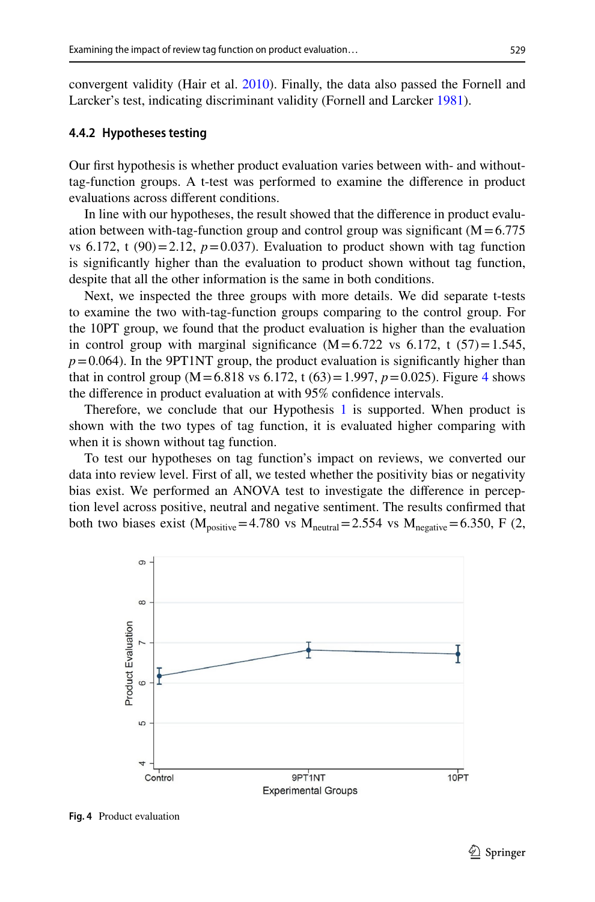convergent validity (Hair et al. 2010). Finally, the data also passed the Fornell and Larcker's test, indicating discriminant validity (Fornell and Larcker 1981).

#### 4.4.2 Hypotheses testing

Our first hypothesis is whether product evaluation varies between with- and without-tag-function groups. A t-test was performed to examine the difference in product evaluations across different conditions.

In line with our hypotheses, the result showed that the difference in product evaluation between with-tag-function group and control group was significant ($M = 6.775$ vs 6.172, $t(90) = 2.12$, $p = 0.037$). Evaluation to product shown with tag function is significantly higher than the evaluation to product shown without tag function, despite that all the other information is the same in both conditions.

Next, we inspected the three groups with more details. We did separate t-tests to examine the two with-tag-function groups comparing to the control group. For the 10PT group, we found that the product evaluation is higher than the evaluation in control group with marginal significance ($M = 6.722$ vs 6.172, $t(57) = 1.545$, $p = 0.064$). In the 9PT1NT group, the product evaluation is significantly higher than that in control group ($M = 6.818$ vs 6.172, $t(63) = 1.997$, $p = 0.025$). Figure 4 shows the difference in product evaluation at with 95% confidence intervals.

Therefore, we conclude that our Hypothesis 1 is supported. When product is shown with the two types of tag function, it is evaluated higher comparing with when it is shown without tag function.

To test our hypotheses on tag function's impact on reviews, we converted our data into review level. First of all, we tested whether the positivity bias or negativity bias exist. We performed an ANOVA test to investigate the difference in perception level across positive, neutral and negative sentiment. The results confirmed that both two biases exist ($M_{positive} = 4.780$ vs $M_{neutral} = 2.554$ vs $M_{negative} = 6.350$, F (2,

Fig. 4 Product evaluation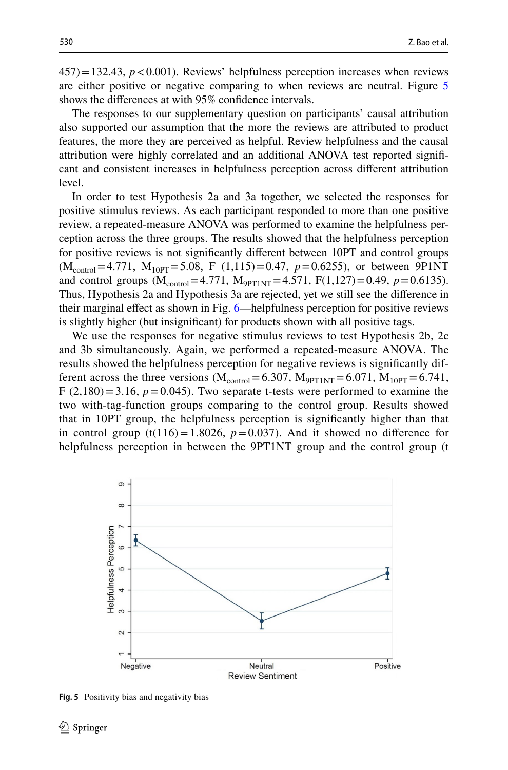457) = 132.43, $p < 0.001$). Reviews' helpfulness perception increases when reviews are either positive or negative comparing to when reviews are neutral. Figure 5 shows the differences at with 95% confidence intervals.

The responses to our supplementary question on participants' causal attribution also supported our assumption that the more the reviews are attributed to product features, the more they are perceived as helpful. Review helpfulness and the causal attribution were highly correlated and an additional ANOVA test reported significant and consistent increases in helpfulness perception across different attribution level.

In order to test Hypothesis 2a and 3a together, we selected the responses for positive stimulus reviews. As each participant responded to more than one positive review, a repeated-measure ANOVA was performed to examine the helpfulness perception across the three groups. The results showed that the helpfulness perception for positive reviews is not significantly different between 10PT and control groups ($M_{control} = 4.771$, $M_{10PT} = 5.08$, F $(1,115) = 0.47$, $p = 0.6255$), or between 9P1NT and control groups ($M_{control} = 4.771$, $M_{9PT1NT} = 4.571$, $F(1,127) = 0.49$, $p = 0.6135$). Thus, Hypothesis 2a and Hypothesis 3a are rejected, yet we still see the difference in their marginal effect as shown in Fig. 6—helpfulness perception for positive reviews is slightly higher (but insignificant) for products shown with all positive tags.

We use the responses for negative stimulus reviews to test Hypothesis 2b, 2c and 3b simultaneously. Again, we performed a repeated-measure ANOVA. The results showed the helpfulness perception for negative reviews is significantly different across the three versions ($M_{control} = 6.307$, $M_{9PT1NT} = 6.071$, $M_{10PT} = 6.741$, F $(2,180) = 3.16$, $p = 0.045$). Two separate t-tests were performed to examine the two with-tag-function groups comparing to the control group. Results showed that in 10PT group, the helpfulness perception is significantly higher than that in control group ($t(116) = 1.8026$, $p = 0.037$). And it showed no difference for helpfulness perception in between the 9PT1NT group and the control group (t

**Fig. 5** Positivity bias and negativity bias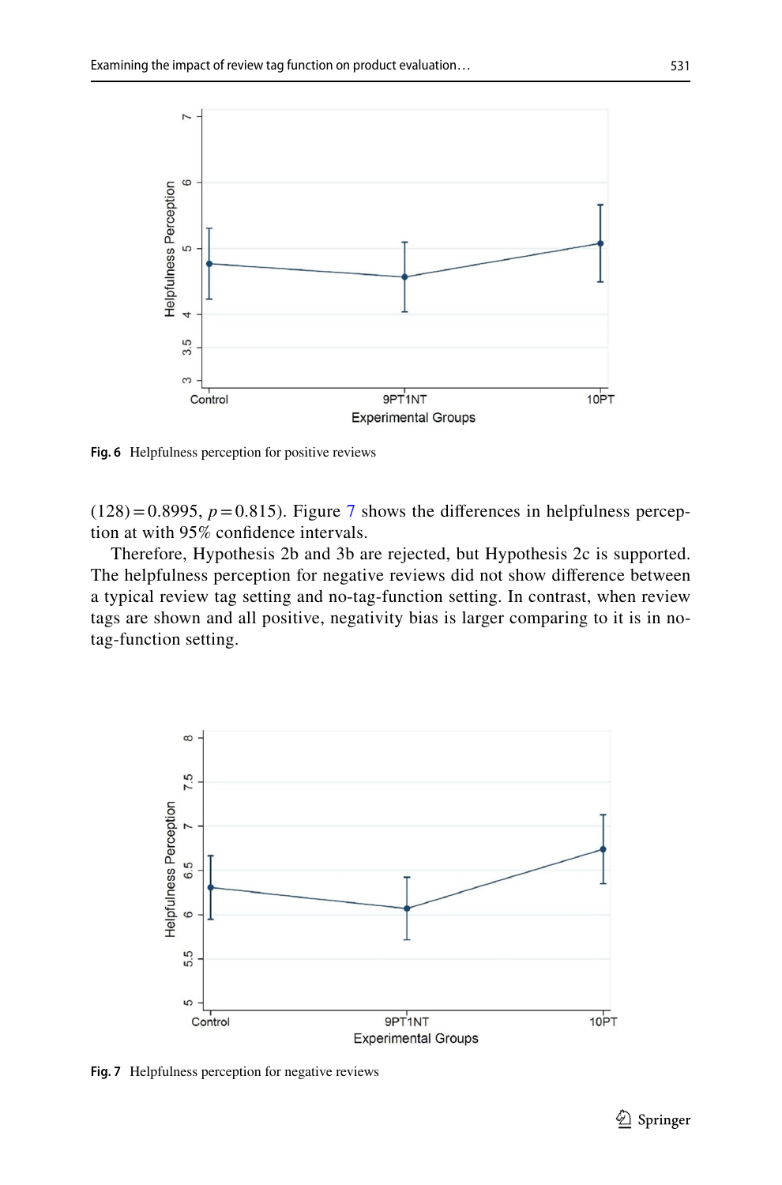Fig. 6 Helpfulness perception for positive reviews

(128) = 0.8995, $p$ = 0.815). Figure 7 shows the differences in helpfulness perception at with 95% confidence intervals.

Therefore, Hypothesis 2b and 3b are rejected, but Hypothesis 2c is supported. The helpfulness perception for negative reviews did not show difference between a typical review tag setting and no-tag-function setting. In contrast, when review tags are shown and all positive, negativity bias is larger comparing to it is in no-tag-function setting.

Fig. 7 Helpfulness perception for negative reviews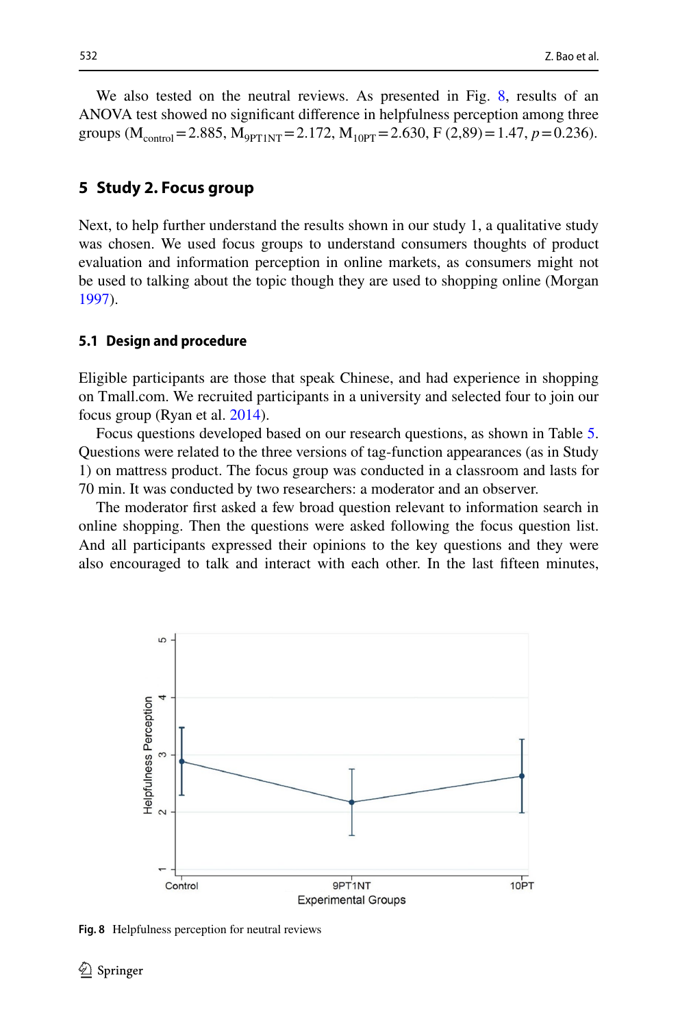We also tested on the neutral reviews. As presented in Fig. 8, results of an ANOVA test showed no significant difference in helpfulness perception among three groups ($M_{control}=2.885$, $M_{9PT1NT}=2.172$, $M_{10PT}=2.630$, $F(2,89)=1.47$, $p=0.236$).

## 5 Study 2. Focus group

Next, to help further understand the results shown in our study 1, a qualitative study was chosen. We used focus groups to understand consumers thoughts of product evaluation and information perception in online markets, as consumers might not be used to talking about the topic though they are used to shopping online (Morgan 1997).

### 5.1 Design and procedure

Eligible participants are those that speak Chinese, and had experience in shopping on Tmall.com. We recruited participants in a university and selected four to join our focus group (Ryan et al. 2014).

Focus questions developed based on our research questions, as shown in Table 5. Questions were related to the three versions of tag-function appearances (as in Study 1) on mattress product. The focus group was conducted in a classroom and lasts for 70 min. It was conducted by two researchers: a moderator and an observer.

The moderator first asked a few broad question relevant to information search in online shopping. Then the questions were asked following the focus question list. And all participants expressed their opinions to the key questions and they were also encouraged to talk and interact with each other. In the last fifteen minutes,

Fig. 8 Helpfulness perception for neutral reviews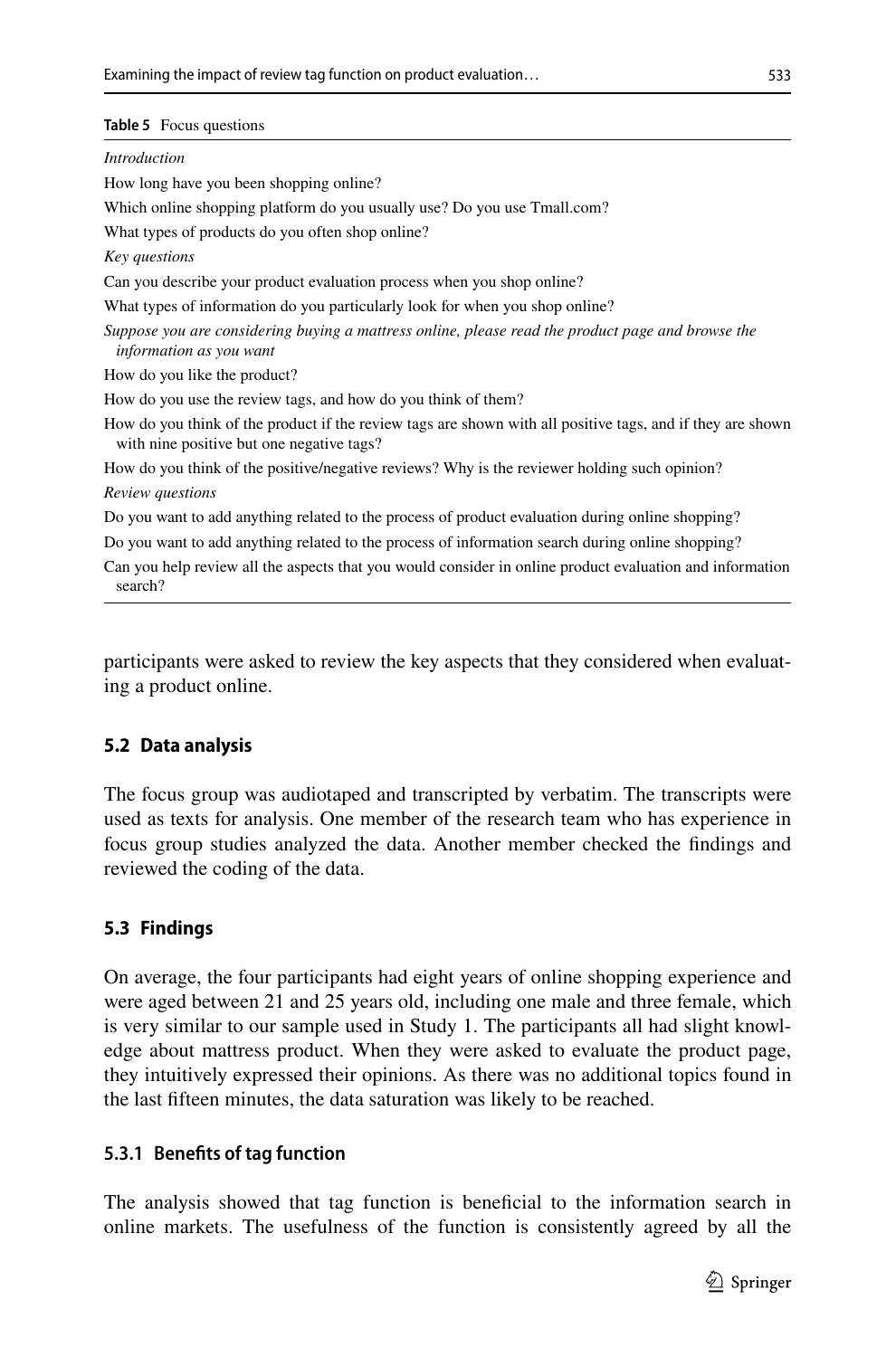**Table 5** Focus questions

| |
|---|
| *Introduction* |
| How long have you been shopping online? |
| Which online shopping platform do you usually use? Do you use Tmall.com? |
| What types of products do you often shop online? |
| *Key questions* |
| Can you describe your product evaluation process when you shop online? |
| What types of information do you particularly look for when you shop online? |
| *Suppose you are considering buying a mattress online, please read the product page and browse the information as you want* |
| How do you like the product? |
| How do you use the review tags, and how do you think of them? |
| How do you think of the product if the review tags are shown with all positive tags, and if they are shown with nine positive but one negative tags? |
| How do you think of the positive/negative reviews? Why is the reviewer holding such opinion? |
| *Review questions* |
| Do you want to add anything related to the process of product evaluation during online shopping? |
| Do you want to add anything related to the process of information search during online shopping? |
| Can you help review all the aspects that you would consider in online product evaluation and information search? |

participants were asked to review the key aspects that they considered when evaluating a product online.

### 5.2 Data analysis

The focus group was audiotaped and transcripted by verbatim. The transcripts were used as texts for analysis. One member of the research team who has experience in focus group studies analyzed the data. Another member checked the findings and reviewed the coding of the data.

### 5.3 Findings

On average, the four participants had eight years of online shopping experience and were aged between 21 and 25 years old, including one male and three female, which is very similar to our sample used in Study 1. The participants all had slight knowledge about mattress product. When they were asked to evaluate the product page, they intuitively expressed their opinions. As there was no additional topics found in the last fifteen minutes, the data saturation was likely to be reached.

#### 5.3.1 Benefits of tag function

The analysis showed that tag function is beneficial to the information search in online markets. The usefulness of the function is consistently agreed by all the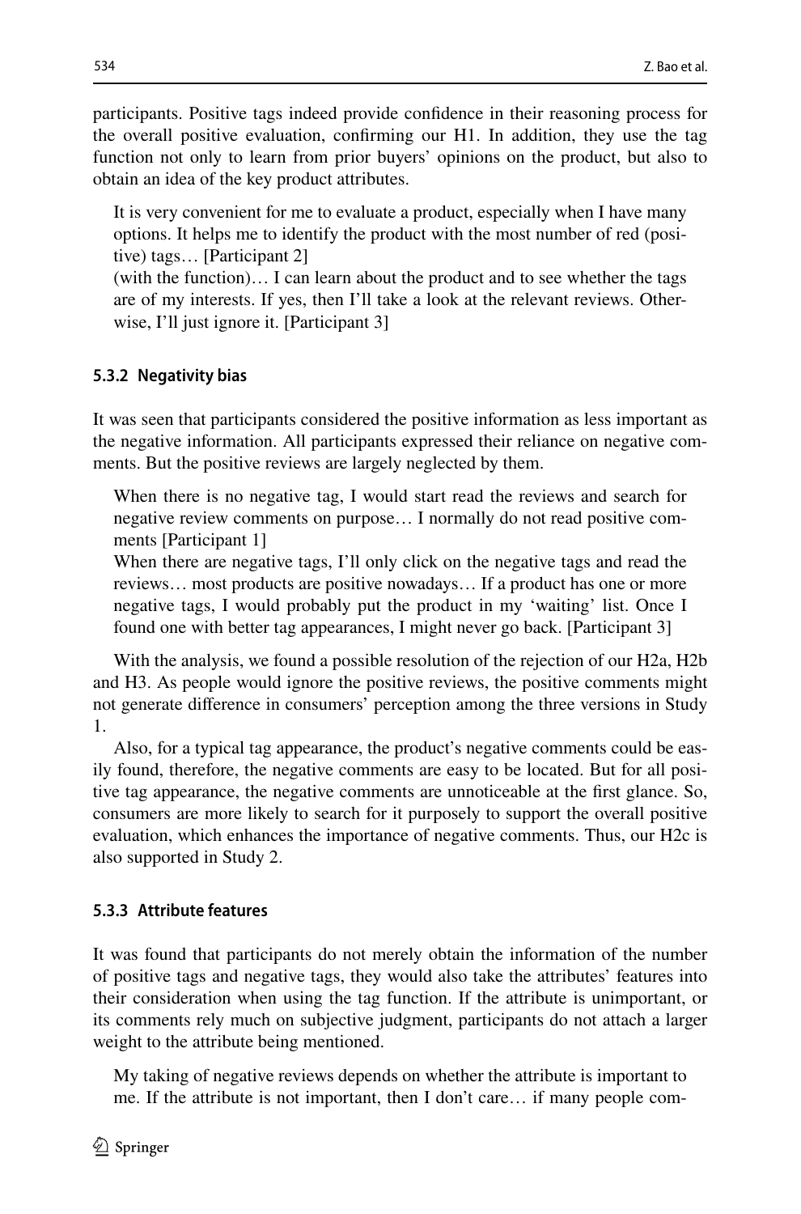participants. Positive tags indeed provide confidence in their reasoning process for the overall positive evaluation, confirming our H1. In addition, they use the tag function not only to learn from prior buyers' opinions on the product, but also to obtain an idea of the key product attributes.

> It is very convenient for me to evaluate a product, especially when I have many options. It helps me to identify the product with the most number of red (positive) tags… [Participant 2]
>
> (with the function)… I can learn about the product and to see whether the tags are of my interests. If yes, then I'll take a look at the relevant reviews. Otherwise, I'll just ignore it. [Participant 3]

#### 5.3.2 Negativity bias

It was seen that participants considered the positive information as less important as the negative information. All participants expressed their reliance on negative comments. But the positive reviews are largely neglected by them.

> When there is no negative tag, I would start read the reviews and search for negative review comments on purpose… I normally do not read positive comments [Participant 1]
>
> When there are negative tags, I'll only click on the negative tags and read the reviews… most products are positive nowadays… If a product has one or more negative tags, I would probably put the product in my 'waiting' list. Once I found one with better tag appearances, I might never go back. [Participant 3]

With the analysis, we found a possible resolution of the rejection of our H2a, H2b and H3. As people would ignore the positive reviews, the positive comments might not generate difference in consumers' perception among the three versions in Study 1.

Also, for a typical tag appearance, the product's negative comments could be easily found, therefore, the negative comments are easy to be located. But for all positive tag appearance, the negative comments are unnoticeable at the first glance. So, consumers are more likely to search for it purposely to support the overall positive evaluation, which enhances the importance of negative comments. Thus, our H2c is also supported in Study 2.

#### 5.3.3 Attribute features

It was found that participants do not merely obtain the information of the number of positive tags and negative tags, they would also take the attributes' features into their consideration when using the tag function. If the attribute is unimportant, or its comments rely much on subjective judgment, participants do not attach a larger weight to the attribute being mentioned.

> My taking of negative reviews depends on whether the attribute is important to me. If the attribute is not important, then I don't care… if many people com-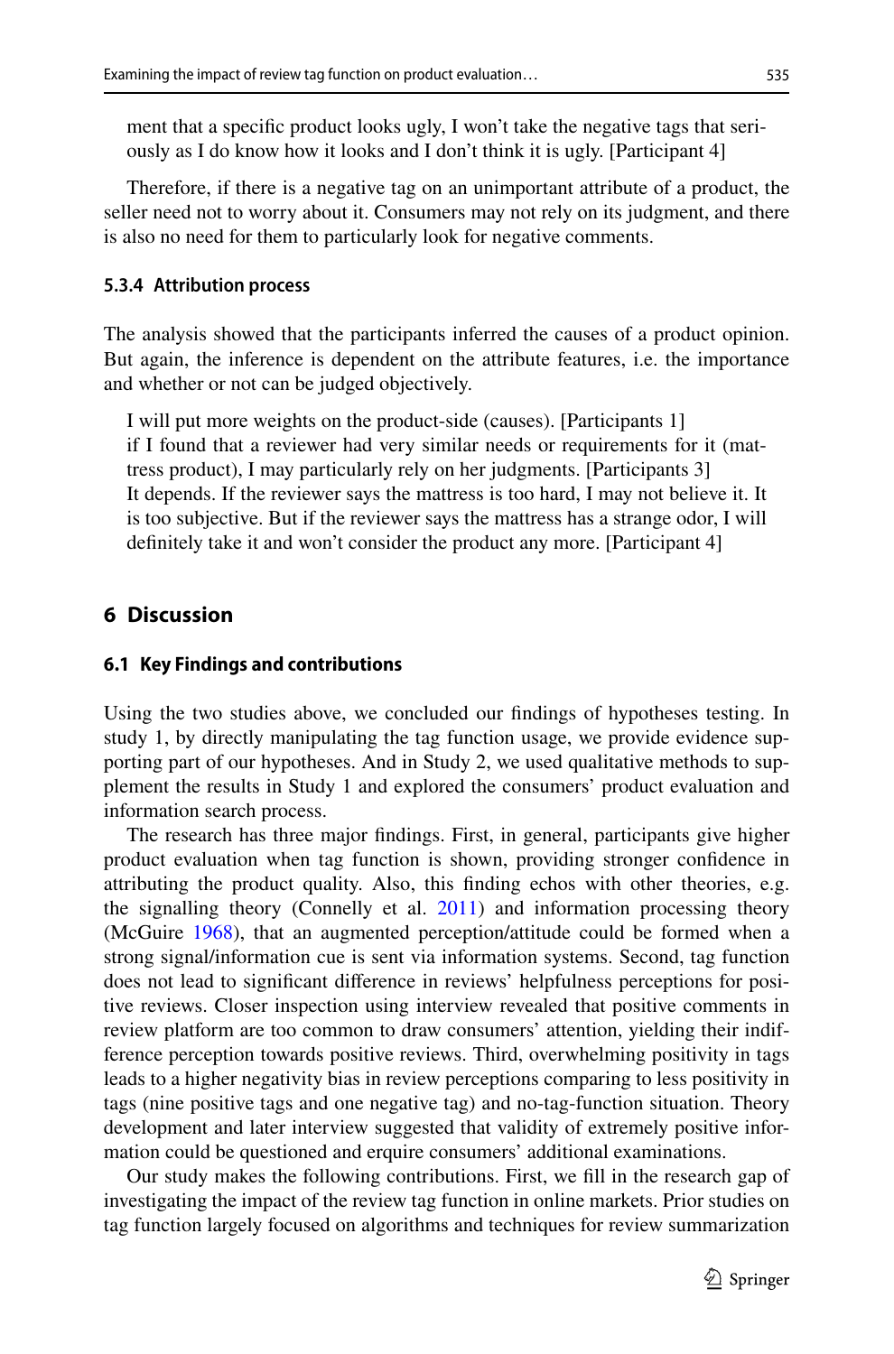ment that a specific product looks ugly, I won't take the negative tags that seriously as I do know how it looks and I don't think it is ugly. [Participant 4]

Therefore, if there is a negative tag on an unimportant attribute of a product, the seller need not to worry about it. Consumers may not rely on its judgment, and there is also no need for them to particularly look for negative comments.

#### 5.3.4 Attribution process

The analysis showed that the participants inferred the causes of a product opinion. But again, the inference is dependent on the attribute features, i.e. the importance and whether or not can be judged objectively.

> I will put more weights on the product-side (causes). [Participants 1]
> if I found that a reviewer had very similar needs or requirements for it (mattress product), I may particularly rely on her judgments. [Participants 3]
> It depends. If the reviewer says the mattress is too hard, I may not believe it. It is too subjective. But if the reviewer says the mattress has a strange odor, I will definitely take it and won't consider the product any more. [Participant 4]

## 6 Discussion

### 6.1 Key Findings and contributions

Using the two studies above, we concluded our findings of hypotheses testing. In study 1, by directly manipulating the tag function usage, we provide evidence supporting part of our hypotheses. And in Study 2, we used qualitative methods to supplement the results in Study 1 and explored the consumers' product evaluation and information search process.

The research has three major findings. First, in general, participants give higher product evaluation when tag function is shown, providing stronger confidence in attributing the product quality. Also, this finding echos with other theories, e.g. the signalling theory (Connelly et al. 2011) and information processing theory (McGuire 1968), that an augmented perception/attitude could be formed when a strong signal/information cue is sent via information systems. Second, tag function does not lead to significant difference in reviews' helpfulness perceptions for positive reviews. Closer inspection using interview revealed that positive comments in review platform are too common to draw consumers' attention, yielding their indifference perception towards positive reviews. Third, overwhelming positivity in tags leads to a higher negativity bias in review perceptions comparing to less positivity in tags (nine positive tags and one negative tag) and no-tag-function situation. Theory development and later interview suggested that validity of extremely positive information could be questioned and erquire consumers' additional examinations.

Our study makes the following contributions. First, we fill in the research gap of investigating the impact of the review tag function in online markets. Prior studies on tag function largely focused on algorithms and techniques for review summarization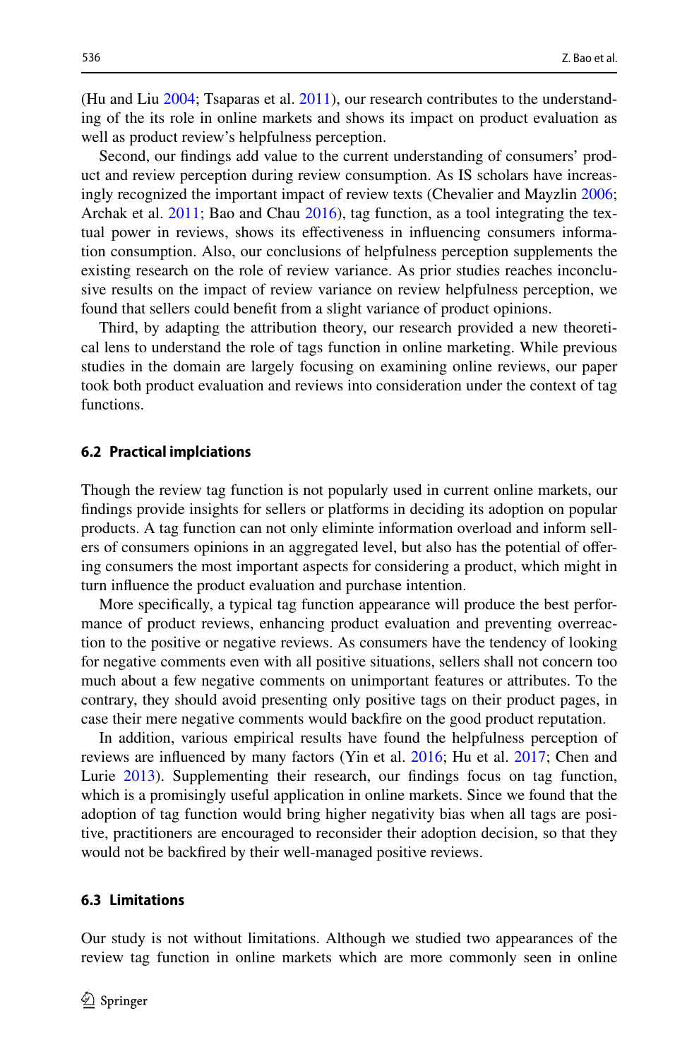(Hu and Liu 2004; Tsaparas et al. 2011), our research contributes to the understanding of the its role in online markets and shows its impact on product evaluation as well as product review's helpfulness perception.

Second, our findings add value to the current understanding of consumers' product and review perception during review consumption. As IS scholars have increasingly recognized the important impact of review texts (Chevalier and Mayzlin 2006; Archak et al. 2011; Bao and Chau 2016), tag function, as a tool integrating the textual power in reviews, shows its effectiveness in influencing consumers information consumption. Also, our conclusions of helpfulness perception supplements the existing research on the role of review variance. As prior studies reaches inconclusive results on the impact of review variance on review helpfulness perception, we found that sellers could benefit from a slight variance of product opinions.

Third, by adapting the attribution theory, our research provided a new theoretical lens to understand the role of tags function in online marketing. While previous studies in the domain are largely focusing on examining online reviews, our paper took both product evaluation and reviews into consideration under the context of tag functions.

### 6.2 Practical implciations

Though the review tag function is not popularly used in current online markets, our findings provide insights for sellers or platforms in deciding its adoption on popular products. A tag function can not only eliminte information overload and inform sellers of consumers opinions in an aggregated level, but also has the potential of offering consumers the most important aspects for considering a product, which might in turn influence the product evaluation and purchase intention.

More specifically, a typical tag function appearance will produce the best performance of product reviews, enhancing product evaluation and preventing overreaction to the positive or negative reviews. As consumers have the tendency of looking for negative comments even with all positive situations, sellers shall not concern too much about a few negative comments on unimportant features or attributes. To the contrary, they should avoid presenting only positive tags on their product pages, in case their mere negative comments would backfire on the good product reputation.

In addition, various empirical results have found the helpfulness perception of reviews are influenced by many factors (Yin et al. 2016; Hu et al. 2017; Chen and Lurie 2013). Supplementing their research, our findings focus on tag function, which is a promisingly useful application in online markets. Since we found that the adoption of tag function would bring higher negativity bias when all tags are positive, practitioners are encouraged to reconsider their adoption decision, so that they would not be backfired by their well-managed positive reviews.

### 6.3 Limitations

Our study is not without limitations. Although we studied two appearances of the review tag function in online markets which are more commonly seen in online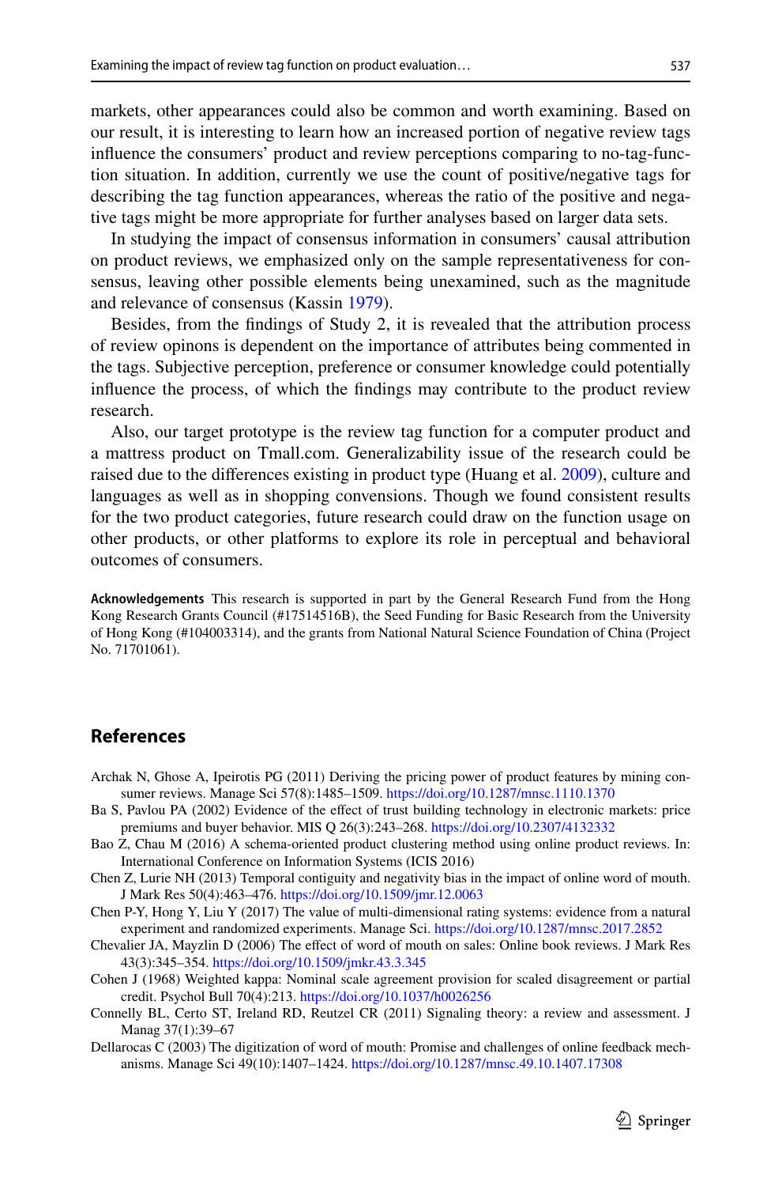markets, other appearances could also be common and worth examining. Based on our result, it is interesting to learn how an increased portion of negative review tags influence the consumers' product and review perceptions comparing to no-tag-function situation. In addition, currently we use the count of positive/negative tags for describing the tag function appearances, whereas the ratio of the positive and negative tags might be more appropriate for further analyses based on larger data sets.

In studying the impact of consensus information in consumers' causal attribution on product reviews, we emphasized only on the sample representativeness for consensus, leaving other possible elements being unexamined, such as the magnitude and relevance of consensus (Kassin 1979).

Besides, from the findings of Study 2, it is revealed that the attribution process of review opinons is dependent on the importance of attributes being commented in the tags. Subjective perception, preference or consumer knowledge could potentially influence the process, of which the findings may contribute to the product review research.

Also, our target prototype is the review tag function for a computer product and a mattress product on Tmall.com. Generalizability issue of the research could be raised due to the differences existing in product type (Huang et al. 2009), culture and languages as well as in shopping convensions. Though we found consistent results for the two product categories, future research could draw on the function usage on other products, or other platforms to explore its role in perceptual and behavioral outcomes of consumers.

**Acknowledgements** This research is supported in part by the General Research Fund from the Hong Kong Research Grants Council (#17514516B), the Seed Funding for Basic Research from the University of Hong Kong (#104003314), and the grants from National Natural Science Foundation of China (Project No. 71701061).

## References

Archak N, Ghose A, Ipeirotis PG (2011) Deriving the pricing power of product features by mining consumer reviews. Manage Sci 57(8):1485–1509. https://doi.org/10.1287/mnsc.1110.1370

Ba S, Pavlou PA (2002) Evidence of the effect of trust building technology in electronic markets: price premiums and buyer behavior. MIS Q 26(3):243–268. https://doi.org/10.2307/4132332

Bao Z, Chau M (2016) A schema-oriented product clustering method using online product reviews. In: International Conference on Information Systems (ICIS 2016)

Chen Z, Lurie NH (2013) Temporal contiguity and negativity bias in the impact of online word of mouth. J Mark Res 50(4):463–476. https://doi.org/10.1509/jmr.12.0063

Chen P-Y, Hong Y, Liu Y (2017) The value of multi-dimensional rating systems: evidence from a natural experiment and randomized experiments. Manage Sci. https://doi.org/10.1287/mnsc.2017.2852

Chevalier JA, Mayzlin D (2006) The effect of word of mouth on sales: Online book reviews. J Mark Res 43(3):345–354. https://doi.org/10.1509/jmkr.43.3.345

Cohen J (1968) Weighted kappa: Nominal scale agreement provision for scaled disagreement or partial credit. Psychol Bull 70(4):213. https://doi.org/10.1037/h0026256

Connelly BL, Certo ST, Ireland RD, Reutzel CR (2011) Signaling theory: a review and assessment. J Manag 37(1):39–67

Dellarocas C (2003) The digitization of word of mouth: Promise and challenges of online feedback mechanisms. Manage Sci 49(10):1407–1424. https://doi.org/10.1287/mnsc.49.10.1407.17308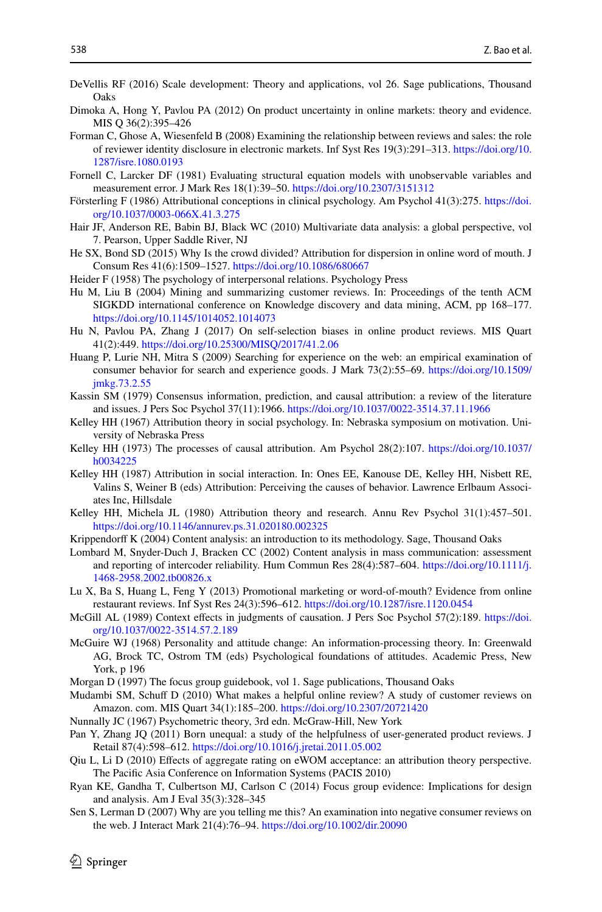DeVellis RF (2016) Scale development: Theory and applications, vol 26. Sage publications, Thousand Oaks

Dimoka A, Hong Y, Pavlou PA (2012) On product uncertainty in online markets: theory and evidence. MIS Q 36(2):395–426

Forman C, Ghose A, Wiesenfeld B (2008) Examining the relationship between reviews and sales: the role of reviewer identity disclosure in electronic markets. Inf Syst Res 19(3):291–313. https://doi.org/10.1287/isre.1080.0193

Fornell C, Larcker DF (1981) Evaluating structural equation models with unobservable variables and measurement error. J Mark Res 18(1):39–50. https://doi.org/10.2307/3151312

Försterling F (1986) Attributional conceptions in clinical psychology. Am Psychol 41(3):275. https://doi.org/10.1037/0003-066X.41.3.275

Hair JF, Anderson RE, Babin BJ, Black WC (2010) Multivariate data analysis: a global perspective, vol 7. Pearson, Upper Saddle River, NJ

He SX, Bond SD (2015) Why Is the crowd divided? Attribution for dispersion in online word of mouth. J Consum Res 41(6):1509–1527. https://doi.org/10.1086/680667

Heider F (1958) The psychology of interpersonal relations. Psychology Press

Hu M, Liu B (2004) Mining and summarizing customer reviews. In: Proceedings of the tenth ACM SIGKDD international conference on Knowledge discovery and data mining, ACM, pp 168–177. https://doi.org/10.1145/1014052.1014073

Hu N, Pavlou PA, Zhang J (2017) On self-selection biases in online product reviews. MIS Quart 41(2):449. https://doi.org/10.25300/MISQ/2017/41.2.06

Huang P, Lurie NH, Mitra S (2009) Searching for experience on the web: an empirical examination of consumer behavior for search and experience goods. J Mark 73(2):55–69. https://doi.org/10.1509/jmkg.73.2.55

Kassin SM (1979) Consensus information, prediction, and causal attribution: a review of the literature and issues. J Pers Soc Psychol 37(11):1966. https://doi.org/10.1037/0022-3514.37.11.1966

Kelley HH (1967) Attribution theory in social psychology. In: Nebraska symposium on motivation. University of Nebraska Press

Kelley HH (1973) The processes of causal attribution. Am Psychol 28(2):107. https://doi.org/10.1037/h0034225

Kelley HH (1987) Attribution in social interaction. In: Ones EE, Kanouse DE, Kelley HH, Nisbett RE, Valins S, Weiner B (eds) Attribution: Perceiving the causes of behavior. Lawrence Erlbaum Associates Inc, Hillsdale

Kelley HH, Michela JL (1980) Attribution theory and research. Annu Rev Psychol 31(1):457–501. https://doi.org/10.1146/annurev.ps.31.020180.002325

Krippendorff K (2004) Content analysis: an introduction to its methodology. Sage, Thousand Oaks

Lombard M, Snyder-Duch J, Bracken CC (2002) Content analysis in mass communication: assessment and reporting of intercoder reliability. Hum Commun Res 28(4):587–604. https://doi.org/10.1111/j.1468-2958.2002.tb00826.x

Lu X, Ba S, Huang L, Feng Y (2013) Promotional marketing or word-of-mouth? Evidence from online restaurant reviews. Inf Syst Res 24(3):596–612. https://doi.org/10.1287/isre.1120.0454

McGill AL (1989) Context effects in judgments of causation. J Pers Soc Psychol 57(2):189. https://doi.org/10.1037/0022-3514.57.2.189

McGuire WJ (1968) Personality and attitude change: An information-processing theory. In: Greenwald AG, Brock TC, Ostrom TM (eds) Psychological foundations of attitudes. Academic Press, New York, p 196

Morgan D (1997) The focus group guidebook, vol 1. Sage publications, Thousand Oaks

Mudambi SM, Schuff D (2010) What makes a helpful online review? A study of customer reviews on Amazon. com. MIS Quart 34(1):185–200. https://doi.org/10.2307/20721420

Nunnally JC (1967) Psychometric theory, 3rd edn. McGraw-Hill, New York

Pan Y, Zhang JQ (2011) Born unequal: a study of the helpfulness of user-generated product reviews. J Retail 87(4):598–612. https://doi.org/10.1016/j.jretai.2011.05.002

Qiu L, Li D (2010) Effects of aggregate rating on eWOM acceptance: an attribution theory perspective. The Pacific Asia Conference on Information Systems (PACIS 2010)

Ryan KE, Gandha T, Culbertson MJ, Carlson C (2014) Focus group evidence: Implications for design and analysis. Am J Eval 35(3):328–345

Sen S, Lerman D (2007) Why are you telling me this? An examination into negative consumer reviews on the web. J Interact Mark 21(4):76–94. https://doi.org/10.1002/dir.20090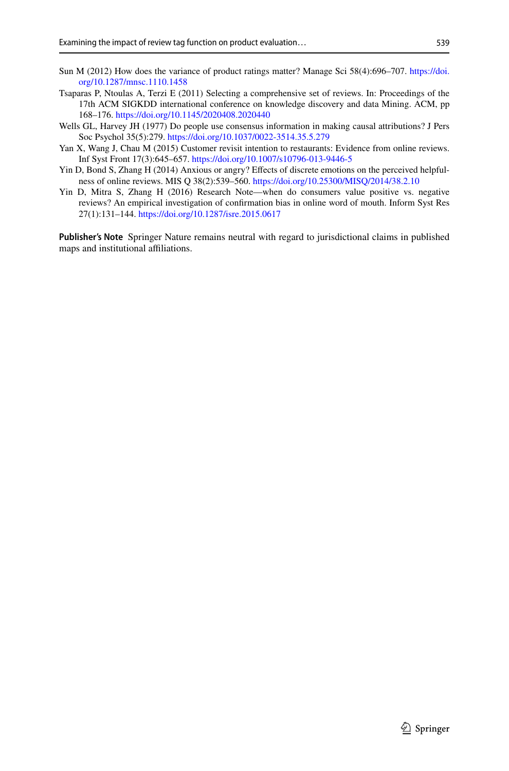Sun M (2012) How does the variance of product ratings matter? Manage Sci 58(4):696–707. https://doi.org/10.1287/mnsc.1110.1458

Tsaparas P, Ntoulas A, Terzi E (2011) Selecting a comprehensive set of reviews. In: Proceedings of the 17th ACM SIGKDD international conference on knowledge discovery and data Mining. ACM, pp 168–176. https://doi.org/10.1145/2020408.2020440

Wells GL, Harvey JH (1977) Do people use consensus information in making causal attributions? J Pers Soc Psychol 35(5):279. https://doi.org/10.1037/0022-3514.35.5.279

Yan X, Wang J, Chau M (2015) Customer revisit intention to restaurants: Evidence from online reviews. Inf Syst Front 17(3):645–657. https://doi.org/10.1007/s10796-013-9446-5

Yin D, Bond S, Zhang H (2014) Anxious or angry? Effects of discrete emotions on the perceived helpfulness of online reviews. MIS Q 38(2):539–560. https://doi.org/10.25300/MISQ/2014/38.2.10

Yin D, Mitra S, Zhang H (2016) Research Note—when do consumers value positive vs. negative reviews? An empirical investigation of confirmation bias in online word of mouth. Inform Syst Res 27(1):131–144. https://doi.org/10.1287/isre.2015.0617

**Publisher's Note** Springer Nature remains neutral with regard to jurisdictional claims in published maps and institutional affiliations.